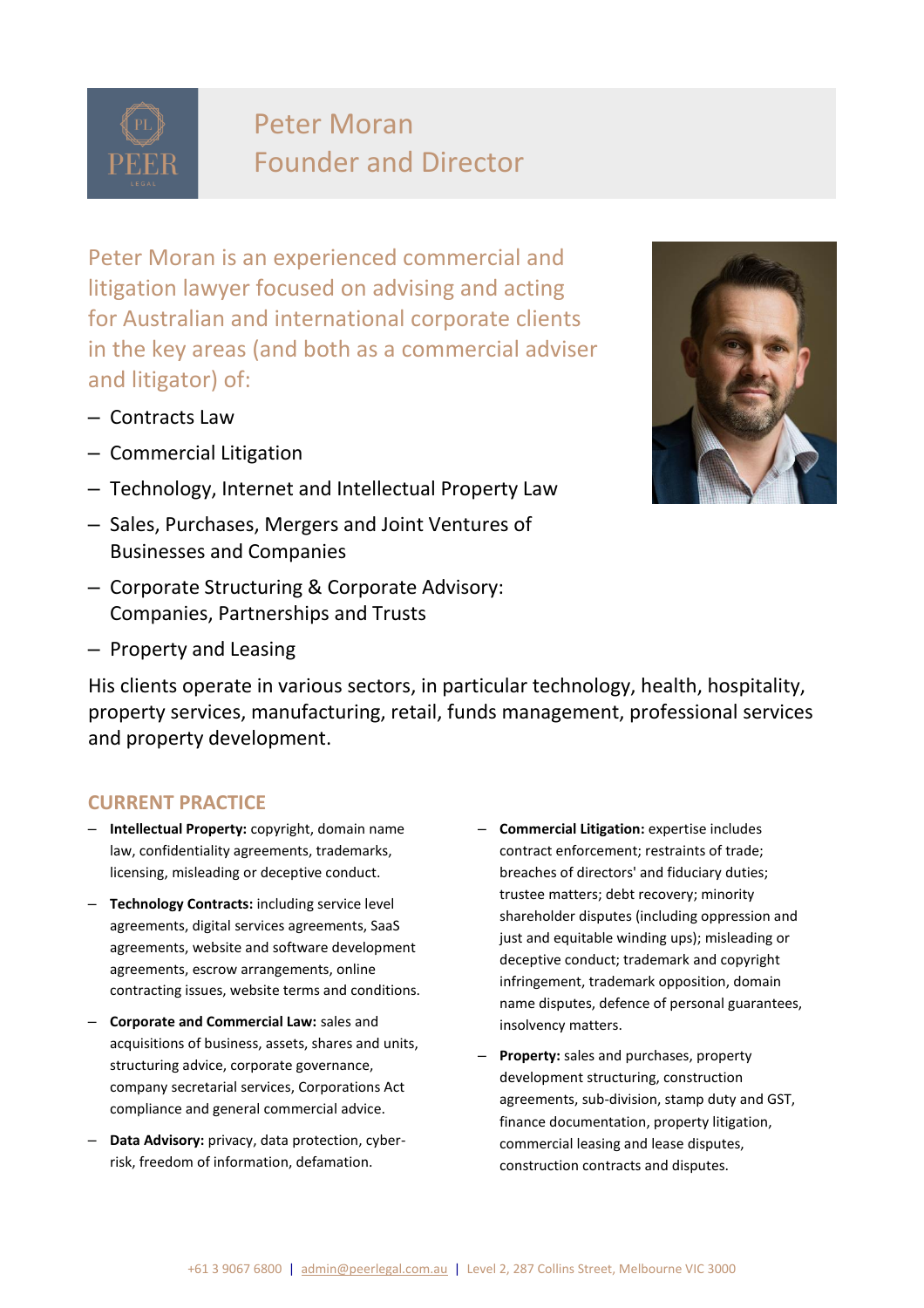# Peter Moran
## Founder and Director

Peter Moran is an experienced commercial and litigation lawyer focused on advising and acting for Australian and international corporate clients in the key areas (and both as a commercial adviser and litigator) of:

- Contracts Law
- Commercial Litigation
- Technology, Internet and Intellectual Property Law
- Sales, Purchases, Mergers and Joint Ventures of Businesses and Companies
- Corporate Structuring & Corporate Advisory: Companies, Partnerships and Trusts
- Property and Leasing

His clients operate in various sectors, in particular technology, health, hospitality, property services, manufacturing, retail, funds management, professional services and property development.

## CURRENT PRACTICE

- **Intellectual Property:** copyright, domain name law, confidentiality agreements, trademarks, licensing, misleading or deceptive conduct.
- **Technology Contracts:** including service level agreements, digital services agreements, SaaS agreements, website and software development agreements, escrow arrangements, online contracting issues, website terms and conditions.
- **Corporate and Commercial Law:** sales and acquisitions of business, assets, shares and units, structuring advice, corporate governance, company secretarial services, Corporations Act compliance and general commercial advice.
- **Data Advisory:** privacy, data protection, cyber-risk, freedom of information, defamation.
- **Commercial Litigation:** expertise includes contract enforcement; restraints of trade; breaches of directors' and fiduciary duties; trustee matters; debt recovery; minority shareholder disputes (including oppression and just and equitable winding ups); misleading or deceptive conduct; trademark and copyright infringement, trademark opposition, domain name disputes, defence of personal guarantees, insolvency matters.
- **Property:** sales and purchases, property development structuring, construction agreements, sub-division, stamp duty and GST, finance documentation, property litigation, commercial leasing and lease disputes, construction contracts and disputes.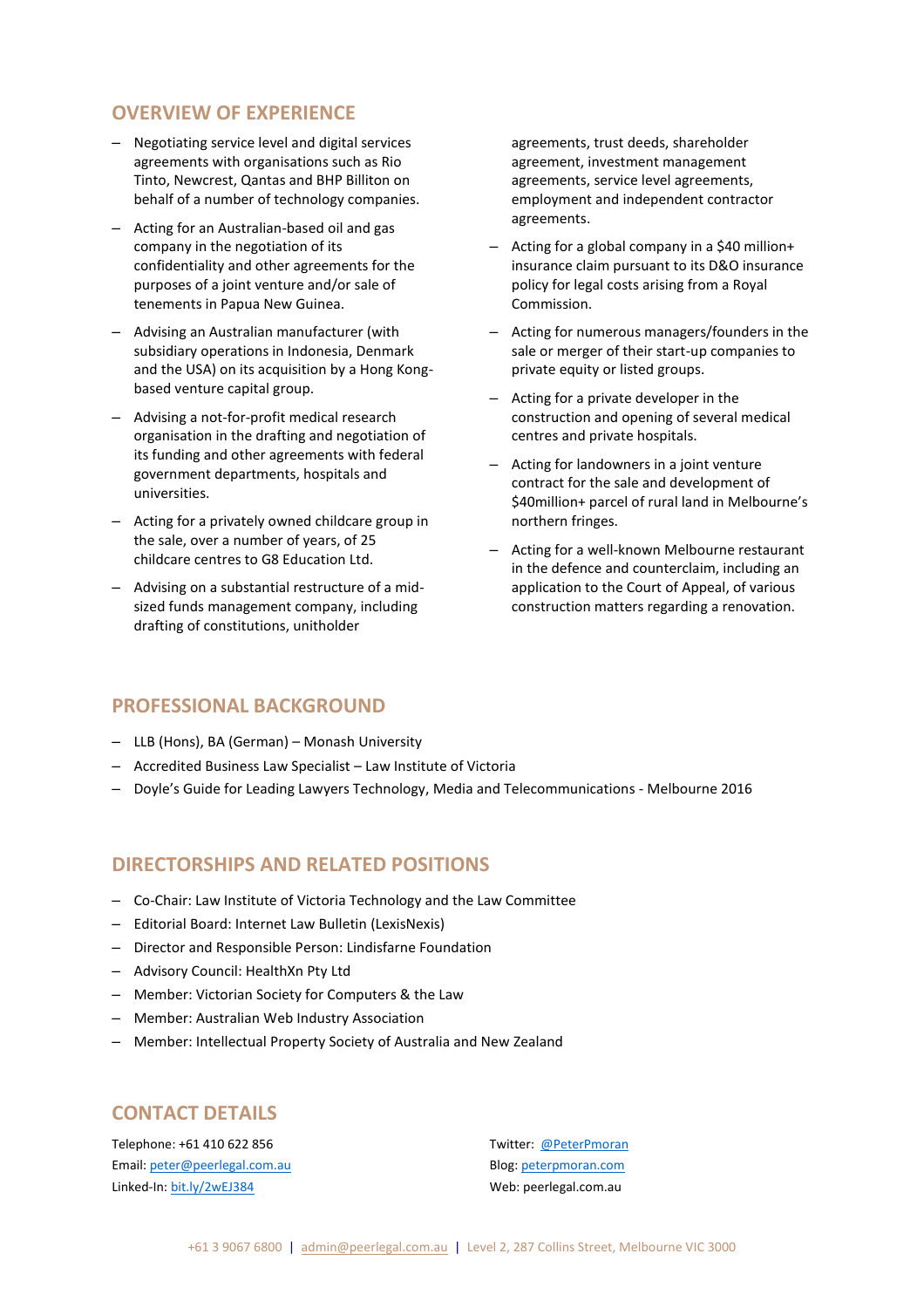## OVERVIEW OF EXPERIENCE

- Negotiating service level and digital services agreements with organisations such as Rio Tinto, Newcrest, Qantas and BHP Billiton on behalf of a number of technology companies.
- Acting for an Australian-based oil and gas company in the negotiation of its confidentiality and other agreements for the purposes of a joint venture and/or sale of tenements in Papua New Guinea.
- Advising an Australian manufacturer (with subsidiary operations in Indonesia, Denmark and the USA) on its acquisition by a Hong Kong-based venture capital group.
- Advising a not-for-profit medical research organisation in the drafting and negotiation of its funding and other agreements with federal government departments, hospitals and universities.
- Acting for a privately owned childcare group in the sale, over a number of years, of 25 childcare centres to G8 Education Ltd.
- Advising on a substantial restructure of a mid-sized funds management company, including drafting of constitutions, unitholder agreements, trust deeds, shareholder agreement, investment management agreements, service level agreements, employment and independent contractor agreements.
- Acting for a global company in a $40 million+ insurance claim pursuant to its D&O insurance policy for legal costs arising from a Royal Commission.
- Acting for numerous managers/founders in the sale or merger of their start-up companies to private equity or listed groups.
- Acting for a private developer in the construction and opening of several medical centres and private hospitals.
- Acting for landowners in a joint venture contract for the sale and development of $40million+ parcel of rural land in Melbourne's northern fringes.
- Acting for a well-known Melbourne restaurant in the defence and counterclaim, including an application to the Court of Appeal, of various construction matters regarding a renovation.

## PROFESSIONAL BACKGROUND

- LLB (Hons), BA (German) – Monash University
- Accredited Business Law Specialist – Law Institute of Victoria
- Doyle's Guide for Leading Lawyers Technology, Media and Telecommunications - Melbourne 2016

## DIRECTORSHIPS AND RELATED POSITIONS

- Co-Chair: Law Institute of Victoria Technology and the Law Committee
- Editorial Board: Internet Law Bulletin (LexisNexis)
- Director and Responsible Person: Lindisfarne Foundation
- Advisory Council: HealthXn Pty Ltd
- Member: Victorian Society for Computers & the Law
- Member: Australian Web Industry Association
- Member: Intellectual Property Society of Australia and New Zealand

## CONTACT DETAILS

Telephone: +61 410 622 856
Email: peter@peerlegal.com.au
Linked-In: bit.ly/2wEJ384

Twitter: @PeterPmoran
Blog: peterpmoran.com
Web: peerlegal.com.au

+61 3 9067 6800 | admin@peerlegal.com.au | Level 2, 287 Collins Street, Melbourne VIC 3000